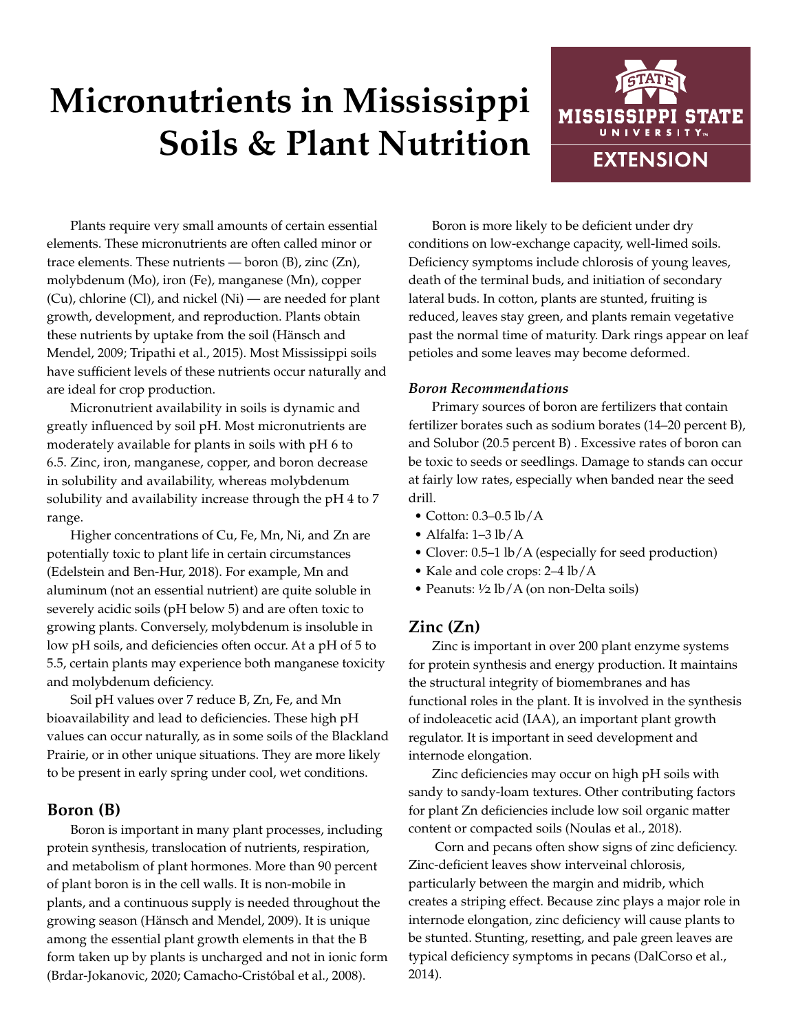# Micronutrients in Mississippi Soils & Plant Nutrition

Plants require very small amounts of certain essential elements. These micronutrients are often called minor or trace elements. These nutrients — boron (B), zinc (Zn), molybdenum (Mo), iron (Fe), manganese (Mn), copper (Cu), chlorine (Cl), and nickel (Ni) — are needed for plant growth, development, and reproduction. Plants obtain these nutrients by uptake from the soil (Hänsch and Mendel, 2009; Tripathi et al., 2015). Most Mississippi soils have sufficient levels of these nutrients occur naturally and are ideal for crop production.

Micronutrient availability in soils is dynamic and greatly influenced by soil pH. Most micronutrients are moderately available for plants in soils with pH 6 to 6.5. Zinc, iron, manganese, copper, and boron decrease in solubility and availability, whereas molybdenum solubility and availability increase through the pH 4 to 7 range.

Higher concentrations of Cu, Fe, Mn, Ni, and Zn are potentially toxic to plant life in certain circumstances (Edelstein and Ben-Hur, 2018). For example, Mn and aluminum (not an essential nutrient) are quite soluble in severely acidic soils (pH below 5) and are often toxic to growing plants. Conversely, molybdenum is insoluble in low pH soils, and deficiencies often occur. At a pH of 5 to 5.5, certain plants may experience both manganese toxicity and molybdenum deficiency.

Soil pH values over 7 reduce B, Zn, Fe, and Mn bioavailability and lead to deficiencies. These high pH values can occur naturally, as in some soils of the Blackland Prairie, or in other unique situations. They are more likely to be present in early spring under cool, wet conditions.

## Boron (B)

Boron is important in many plant processes, including protein synthesis, translocation of nutrients, respiration, and metabolism of plant hormones. More than 90 percent of plant boron is in the cell walls. It is non-mobile in plants, and a continuous supply is needed throughout the growing season (Hänsch and Mendel, 2009). It is unique among the essential plant growth elements in that the B form taken up by plants is uncharged and not in ionic form (Brdar-Jokanovic, 2020; Camacho-Cristóbal et al., 2008).

Boron is more likely to be deficient under dry conditions on low-exchange capacity, well-limed soils. Deficiency symptoms include chlorosis of young leaves, death of the terminal buds, and initiation of secondary lateral buds. In cotton, plants are stunted, fruiting is reduced, leaves stay green, and plants remain vegetative past the normal time of maturity. Dark rings appear on leaf petioles and some leaves may become deformed.

### *Boron Recommendations*

Primary sources of boron are fertilizers that contain fertilizer borates such as sodium borates (14–20 percent B), and Solubor (20.5 percent B) . Excessive rates of boron can be toxic to seeds or seedlings. Damage to stands can occur at fairly low rates, especially when banded near the seed drill.

- Cotton: 0.3–0.5 lb/A
- Alfalfa: 1–3 lb/A
- Clover: 0.5–1 lb/A (especially for seed production)
- Kale and cole crops: 2–4 lb/A
- Peanuts: ½ lb/A (on non-Delta soils)

## Zinc (Zn)

Zinc is important in over 200 plant enzyme systems for protein synthesis and energy production. It maintains the structural integrity of biomembranes and has functional roles in the plant. It is involved in the synthesis of indoleacetic acid (IAA), an important plant growth regulator. It is important in seed development and internode elongation.

Zinc deficiencies may occur on high pH soils with sandy to sandy-loam textures. Other contributing factors for plant Zn deficiencies include low soil organic matter content or compacted soils (Noulas et al., 2018).

Corn and pecans often show signs of zinc deficiency. Zinc-deficient leaves show interveinal chlorosis, particularly between the margin and midrib, which creates a striping effect. Because zinc plays a major role in internode elongation, zinc deficiency will cause plants to be stunted. Stunting, resetting, and pale green leaves are typical deficiency symptoms in pecans (DalCorso et al., 2014).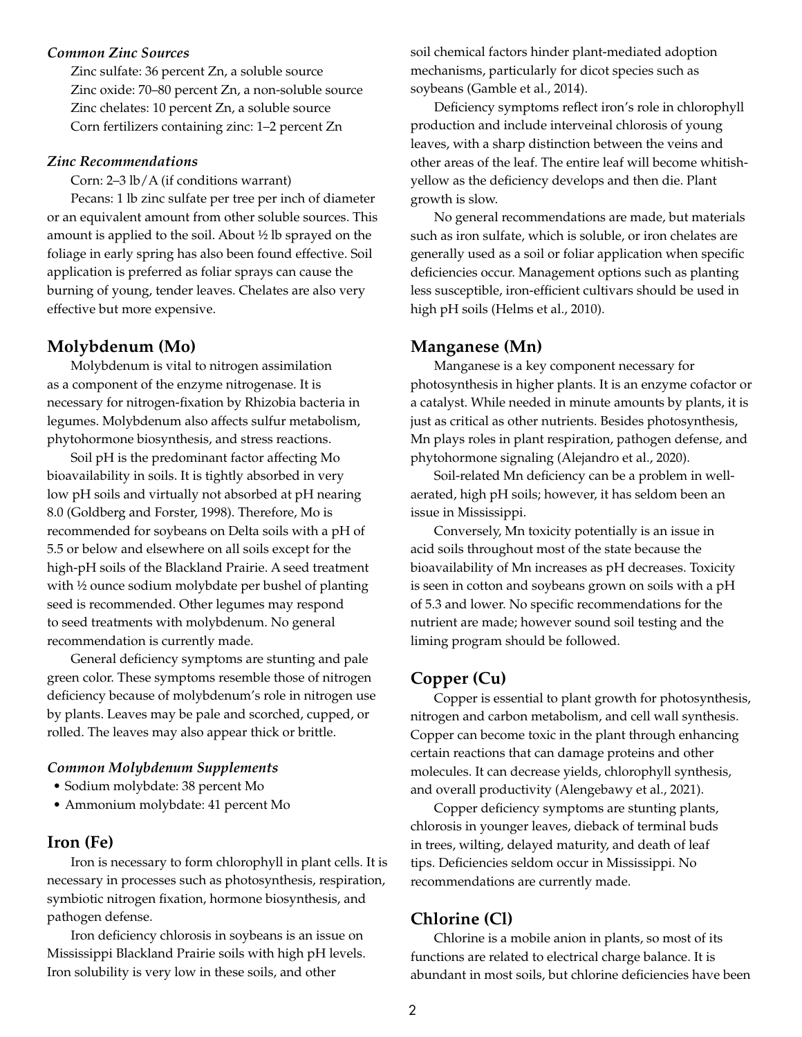### *Common Zinc Sources*

Zinc sulfate: 36 percent Zn, a soluble source
Zinc oxide: 70–80 percent Zn, a non-soluble source
Zinc chelates: 10 percent Zn, a soluble source
Corn fertilizers containing zinc: 1–2 percent Zn

### *Zinc Recommendations*

Corn: 2–3 lb/A (if conditions warrant)

Pecans: 1 lb zinc sulfate per tree per inch of diameter or an equivalent amount from other soluble sources. This amount is applied to the soil. About ½ lb sprayed on the foliage in early spring has also been found effective. Soil application is preferred as foliar sprays can cause the burning of young, tender leaves. Chelates are also very effective but more expensive.

## Molybdenum (Mo)

Molybdenum is vital to nitrogen assimilation as a component of the enzyme nitrogenase. It is necessary for nitrogen-fixation by Rhizobia bacteria in legumes. Molybdenum also affects sulfur metabolism, phytohormone biosynthesis, and stress reactions.

Soil pH is the predominant factor affecting Mo bioavailability in soils. It is tightly absorbed in very low pH soils and virtually not absorbed at pH nearing 8.0 (Goldberg and Forster, 1998). Therefore, Mo is recommended for soybeans on Delta soils with a pH of 5.5 or below and elsewhere on all soils except for the high-pH soils of the Blackland Prairie. A seed treatment with ½ ounce sodium molybdate per bushel of planting seed is recommended. Other legumes may respond to seed treatments with molybdenum. No general recommendation is currently made.

General deficiency symptoms are stunting and pale green color. These symptoms resemble those of nitrogen deficiency because of molybdenum's role in nitrogen use by plants. Leaves may be pale and scorched, cupped, or rolled. The leaves may also appear thick or brittle.

### *Common Molybdenum Supplements*

- Sodium molybdate: 38 percent Mo
- Ammonium molybdate: 41 percent Mo

## Iron (Fe)

Iron is necessary to form chlorophyll in plant cells. It is necessary in processes such as photosynthesis, respiration, symbiotic nitrogen fixation, hormone biosynthesis, and pathogen defense.

Iron deficiency chlorosis in soybeans is an issue on Mississippi Blackland Prairie soils with high pH levels. Iron solubility is very low in these soils, and other soil chemical factors hinder plant-mediated adoption mechanisms, particularly for dicot species such as soybeans (Gamble et al., 2014).

Deficiency symptoms reflect iron's role in chlorophyll production and include interveinal chlorosis of young leaves, with a sharp distinction between the veins and other areas of the leaf. The entire leaf will become whitish-yellow as the deficiency develops and then die. Plant growth is slow.

No general recommendations are made, but materials such as iron sulfate, which is soluble, or iron chelates are generally used as a soil or foliar application when specific deficiencies occur. Management options such as planting less susceptible, iron-efficient cultivars should be used in high pH soils (Helms et al., 2010).

## Manganese (Mn)

Manganese is a key component necessary for photosynthesis in higher plants. It is an enzyme cofactor or a catalyst. While needed in minute amounts by plants, it is just as critical as other nutrients. Besides photosynthesis, Mn plays roles in plant respiration, pathogen defense, and phytohormone signaling (Alejandro et al., 2020).

Soil-related Mn deficiency can be a problem in well-aerated, high pH soils; however, it has seldom been an issue in Mississippi.

Conversely, Mn toxicity potentially is an issue in acid soils throughout most of the state because the bioavailability of Mn increases as pH decreases. Toxicity is seen in cotton and soybeans grown on soils with a pH of 5.3 and lower. No specific recommendations for the nutrient are made; however sound soil testing and the liming program should be followed.

## Copper (Cu)

Copper is essential to plant growth for photosynthesis, nitrogen and carbon metabolism, and cell wall synthesis. Copper can become toxic in the plant through enhancing certain reactions that can damage proteins and other molecules. It can decrease yields, chlorophyll synthesis, and overall productivity (Alengebawy et al., 2021).

Copper deficiency symptoms are stunting plants, chlorosis in younger leaves, dieback of terminal buds in trees, wilting, delayed maturity, and death of leaf tips. Deficiencies seldom occur in Mississippi. No recommendations are currently made.

## Chlorine (Cl)

Chlorine is a mobile anion in plants, so most of its functions are related to electrical charge balance. It is abundant in most soils, but chlorine deficiencies have been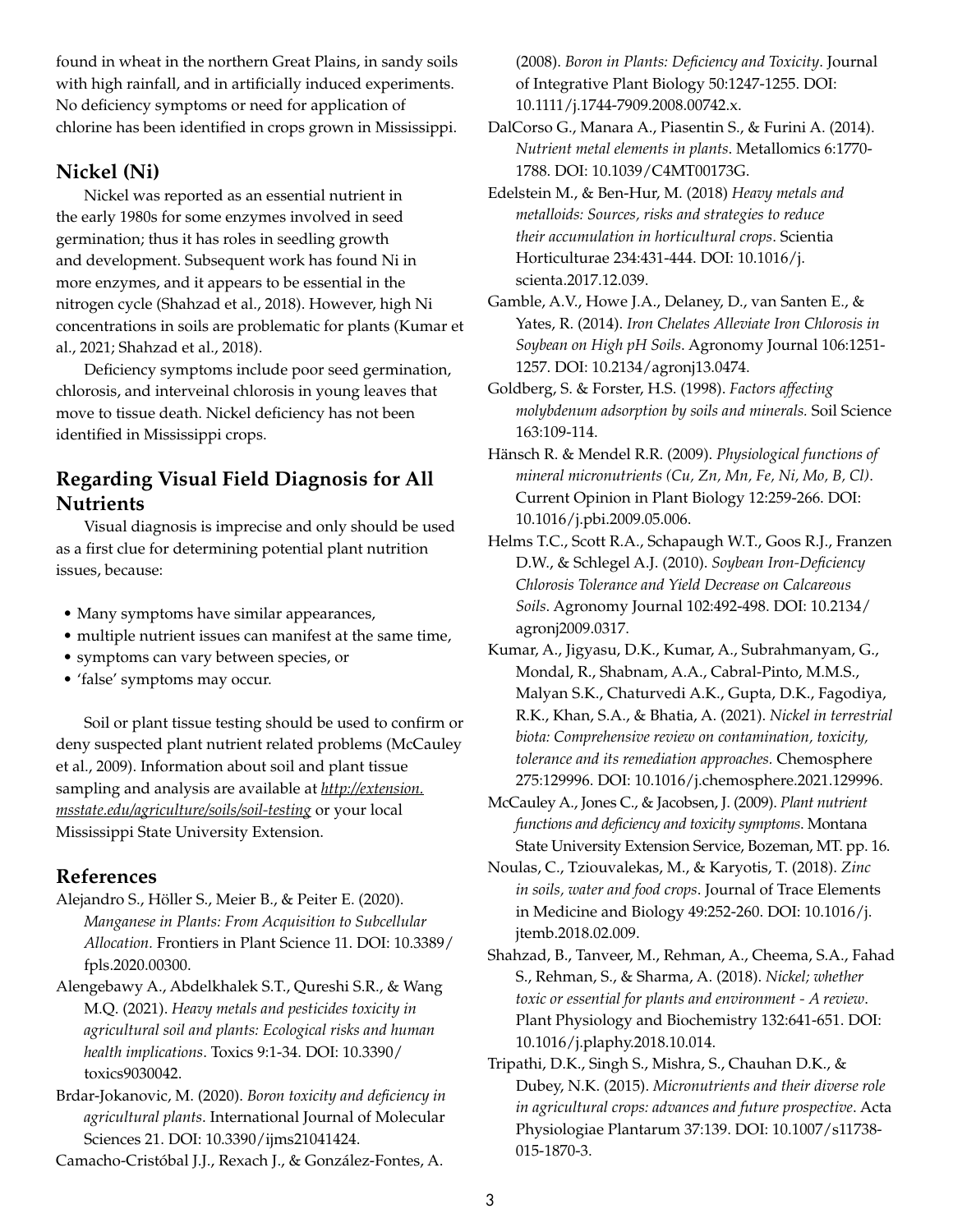found in wheat in the northern Great Plains, in sandy soils with high rainfall, and in artificially induced experiments. No deficiency symptoms or need for application of chlorine has been identified in crops grown in Mississippi.

## Nickel (Ni)

Nickel was reported as an essential nutrient in the early 1980s for some enzymes involved in seed germination; thus it has roles in seedling growth and development. Subsequent work has found Ni in more enzymes, and it appears to be essential in the nitrogen cycle (Shahzad et al., 2018). However, high Ni concentrations in soils are problematic for plants (Kumar et al., 2021; Shahzad et al., 2018).

Deficiency symptoms include poor seed germination, chlorosis, and interveinal chlorosis in young leaves that move to tissue death. Nickel deficiency has not been identified in Mississippi crops.

## Regarding Visual Field Diagnosis for All Nutrients

Visual diagnosis is imprecise and only should be used as a first clue for determining potential plant nutrition issues, because:

- Many symptoms have similar appearances,
- multiple nutrient issues can manifest at the same time,
- symptoms can vary between species, or
- 'false' symptoms may occur.

Soil or plant tissue testing should be used to confirm or deny suspected plant nutrient related problems (McCauley et al., 2009). Information about soil and plant tissue sampling and analysis are available at [http://extension.msstate.edu/agriculture/soils/soil-testing](http://extension.msstate.edu/agriculture/soils/soil-testing) or your local Mississippi State University Extension.

## References

Alejandro S., Höller S., Meier B., & Peiter E. (2020). *Manganese in Plants: From Acquisition to Subcellular Allocation.* Frontiers in Plant Science 11. DOI: 10.3389/fpls.2020.00300.

Alengebawy A., Abdelkhalek S.T., Qureshi S.R., & Wang M.Q. (2021). *Heavy metals and pesticides toxicity in agricultural soil and plants: Ecological risks and human health implications*. Toxics 9:1-34. DOI: 10.3390/toxics9030042.

Brdar-Jokanovic, M. (2020). *Boron toxicity and deficiency in agricultural plants*. International Journal of Molecular Sciences 21. DOI: 10.3390/ijms21041424.

Camacho-Cristóbal J.J., Rexach J., & González-Fontes, A. (2008). *Boron in Plants: Deficiency and Toxicity*. Journal of Integrative Plant Biology 50:1247-1255. DOI: 10.1111/j.1744-7909.2008.00742.x.

DalCorso G., Manara A., Piasentin S., & Furini A. (2014). *Nutrient metal elements in plants*. Metallomics 6:1770-1788. DOI: 10.1039/C4MT00173G.

Edelstein M., & Ben-Hur, M. (2018) *Heavy metals and metalloids: Sources, risks and strategies to reduce their accumulation in horticultural crops*. Scientia Horticulturae 234:431-444. DOI: 10.1016/j.scienta.2017.12.039.

Gamble, A.V., Howe J.A., Delaney, D., van Santen E., & Yates, R. (2014). *Iron Chelates Alleviate Iron Chlorosis in Soybean on High pH Soils*. Agronomy Journal 106:1251-1257. DOI: 10.2134/agronj13.0474.

Goldberg, S. & Forster, H.S. (1998). *Factors affecting molybdenum adsorption by soils and minerals.* Soil Science 163:109-114.

Hänsch R. & Mendel R.R. (2009). *Physiological functions of mineral micronutrients (Cu, Zn, Mn, Fe, Ni, Mo, B, Cl)*. Current Opinion in Plant Biology 12:259-266. DOI: 10.1016/j.pbi.2009.05.006.

Helms T.C., Scott R.A., Schapaugh W.T., Goos R.J., Franzen D.W., & Schlegel A.J. (2010). *Soybean Iron-Deficiency Chlorosis Tolerance and Yield Decrease on Calcareous Soils*. Agronomy Journal 102:492-498. DOI: 10.2134/agronj2009.0317.

Kumar, A., Jigyasu, D.K., Kumar, A., Subrahmanyam, G., Mondal, R., Shabnam, A.A., Cabral-Pinto, M.M.S., Malyan S.K., Chaturvedi A.K., Gupta, D.K., Fagodiya, R.K., Khan, S.A., & Bhatia, A. (2021). *Nickel in terrestrial biota: Comprehensive review on contamination, toxicity, tolerance and its remediation approaches.* Chemosphere 275:129996. DOI: 10.1016/j.chemosphere.2021.129996.

McCauley A., Jones C., & Jacobsen, J. (2009). *Plant nutrient functions and deficiency and toxicity symptoms*. Montana State University Extension Service, Bozeman, MT. pp. 16.

Noulas, C., Tziouvalekas, M., & Karyotis, T. (2018). *Zinc in soils, water and food crops*. Journal of Trace Elements in Medicine and Biology 49:252-260. DOI: 10.1016/j.jtemb.2018.02.009.

Shahzad, B., Tanveer, M., Rehman, A., Cheema, S.A., Fahad S., Rehman, S., & Sharma, A. (2018). *Nickel; whether toxic or essential for plants and environment - A review*. Plant Physiology and Biochemistry 132:641-651. DOI: 10.1016/j.plaphy.2018.10.014.

Tripathi, D.K., Singh S., Mishra, S., Chauhan D.K., & Dubey, N.K. (2015). *Micronutrients and their diverse role in agricultural crops: advances and future prospective*. Acta Physiologiae Plantarum 37:139. DOI: 10.1007/s11738-015-1870-3.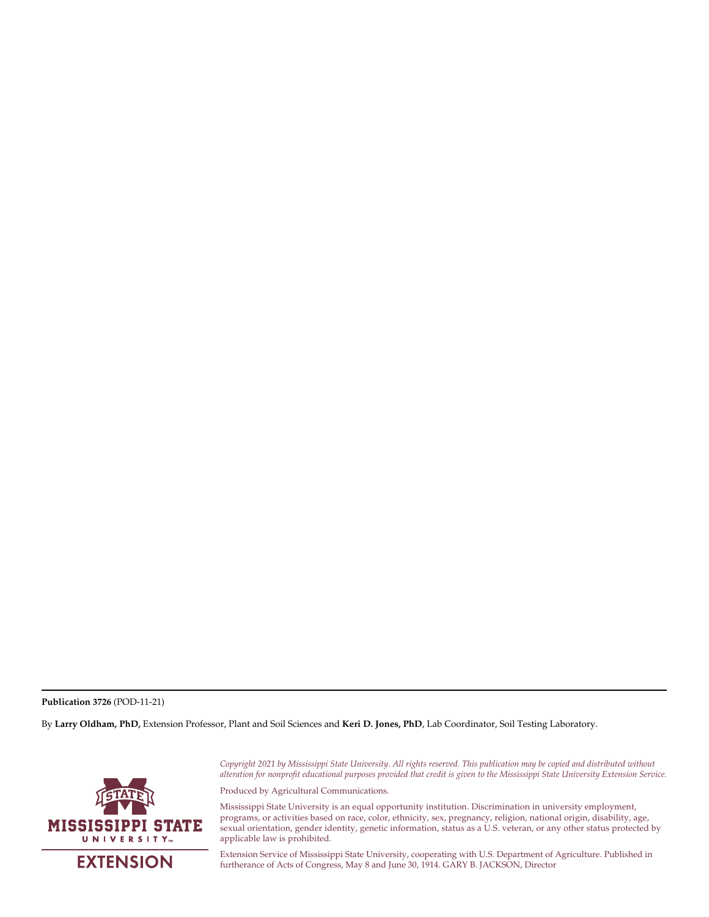**Publication 3726** (POD-11-21)

By **Larry Oldham, PhD,** Extension Professor, Plant and Soil Sciences and **Keri D. Jones, PhD**, Lab Coordinator, Soil Testing Laboratory.

*Copyright 2021 by Mississippi State University. All rights reserved. This publication may be copied and distributed without alteration for nonprofit educational purposes provided that credit is given to the Mississippi State University Extension Service.*

Produced by Agricultural Communications.

Mississippi State University is an equal opportunity institution. Discrimination in university employment, programs, or activities based on race, color, ethnicity, sex, pregnancy, religion, national origin, disability, age, sexual orientation, gender identity, genetic information, status as a U.S. veteran, or any other status protected by applicable law is prohibited.

Extension Service of Mississippi State University, cooperating with U.S. Department of Agriculture. Published in furtherance of Acts of Congress, May 8 and June 30, 1914. GARY B. JACKSON, Director